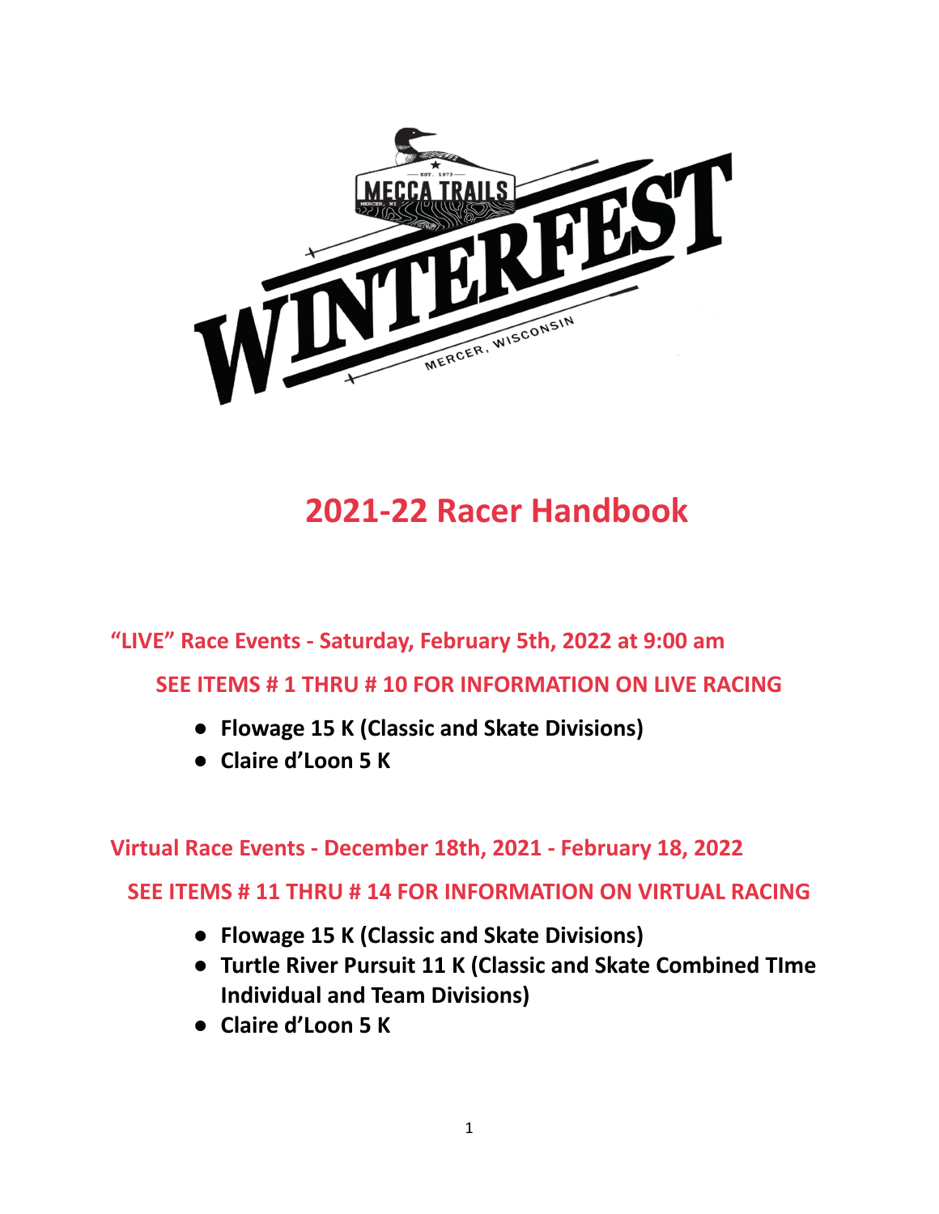# 2021-22 Racer Handbook

**"LIVE" Race Events - Saturday, February 5th, 2022 at 9:00 am**

**SEE ITEMS # 1 THRU # 10 FOR INFORMATION ON LIVE RACING**

- **Flowage 15 K (Classic and Skate Divisions)**
- **Claire d'Loon 5 K**

**Virtual Race Events - December 18th, 2021 - February 18, 2022**

**SEE ITEMS # 11 THRU # 14 FOR INFORMATION ON VIRTUAL RACING**

- **Flowage 15 K (Classic and Skate Divisions)**
- **Turtle River Pursuit 11 K (Classic and Skate Combined TIme Individual and Team Divisions)**
- **Claire d'Loon 5 K**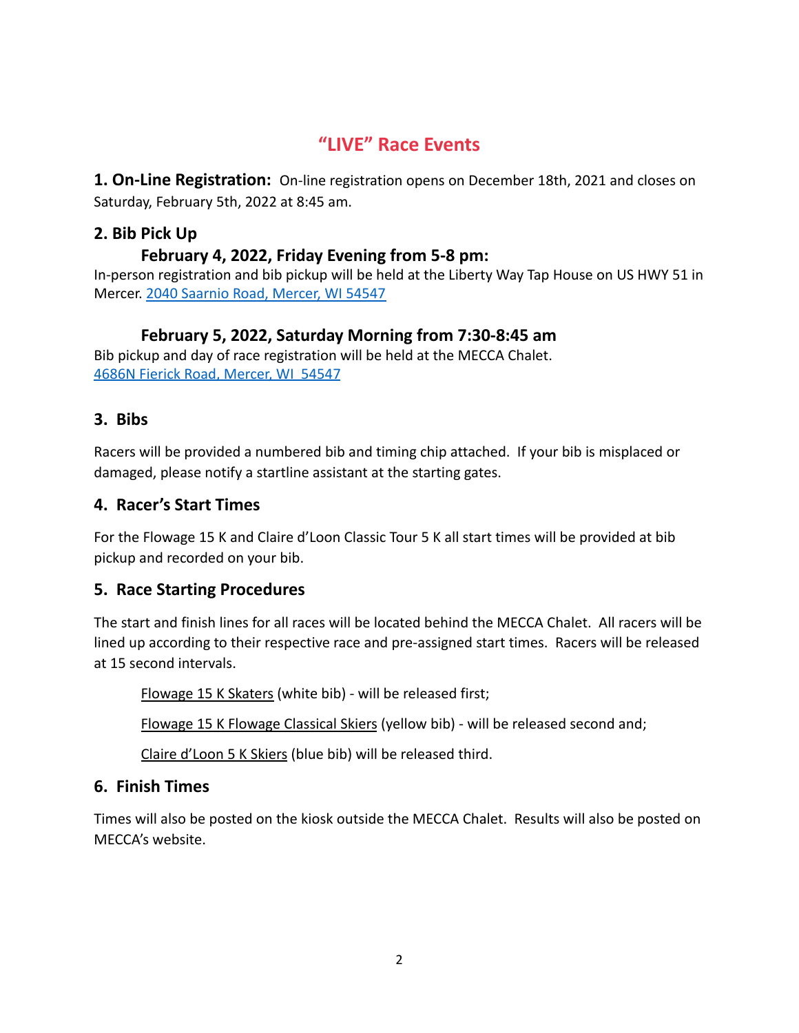# "LIVE" Race Events

**1. On-Line Registration:** On-line registration opens on December 18th, 2021 and closes on Saturday, February 5th, 2022 at 8:45 am.

## 2. Bib Pick Up

### February 4, 2022, Friday Evening from 5-8 pm:

In-person registration and bib pickup will be held at the Liberty Way Tap House on US HWY 51 in Mercer. [2040 Saarnio Road, Mercer, WI 54547]

### February 5, 2022, Saturday Morning from 7:30-8:45 am

Bib pickup and day of race registration will be held at the MECCA Chalet. [4686N Fierick Road, Mercer, WI 54547]

## 3. Bibs

Racers will be provided a numbered bib and timing chip attached. If your bib is misplaced or damaged, please notify a startline assistant at the starting gates.

## 4. Racer's Start Times

For the Flowage 15 K and Claire d'Loon Classic Tour 5 K all start times will be provided at bib pickup and recorded on your bib.

## 5. Race Starting Procedures

The start and finish lines for all races will be located behind the MECCA Chalet. All racers will be lined up according to their respective race and pre-assigned start times. Racers will be released at 15 second intervals.

Flowage 15 K Skaters (white bib) - will be released first;

Flowage 15 K Flowage Classical Skiers (yellow bib) - will be released second and;

Claire d'Loon 5 K Skiers (blue bib) will be released third.

## 6. Finish Times

Times will also be posted on the kiosk outside the MECCA Chalet. Results will also be posted on MECCA's website.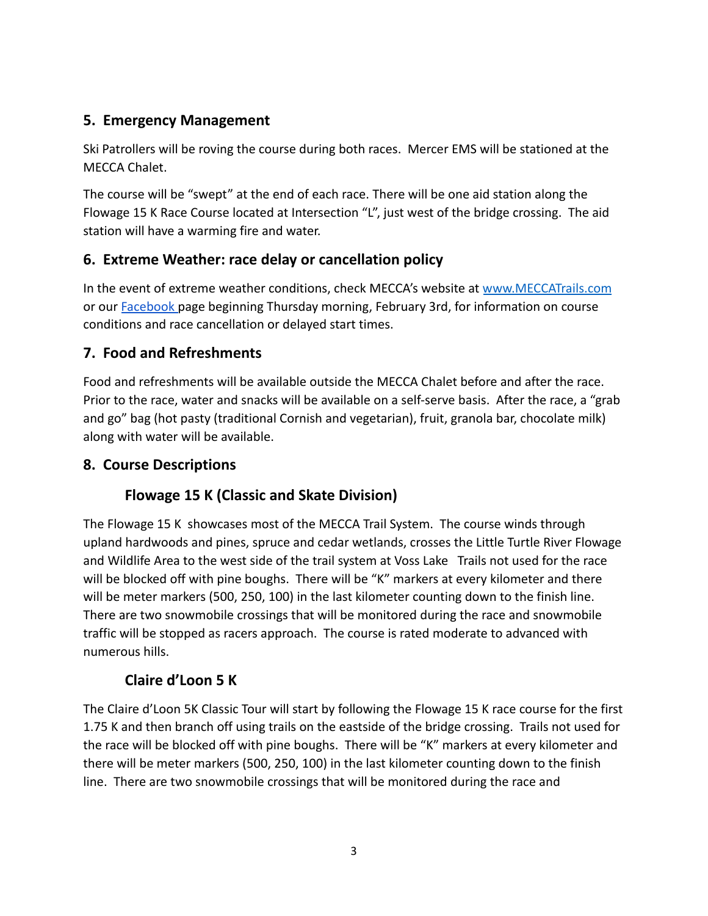## 5. Emergency Management

Ski Patrollers will be roving the course during both races. Mercer EMS will be stationed at the MECCA Chalet.

The course will be "swept" at the end of each race. There will be one aid station along the Flowage 15 K Race Course located at Intersection "L", just west of the bridge crossing. The aid station will have a warming fire and water.

## 6. Extreme Weather: race delay or cancellation policy

In the event of extreme weather conditions, check MECCA's website at [www.MECCATrails.com](http://www.MECCATrails.com) or our [Facebook](#) page beginning Thursday morning, February 3rd, for information on course conditions and race cancellation or delayed start times.

## 7. Food and Refreshments

Food and refreshments will be available outside the MECCA Chalet before and after the race. Prior to the race, water and snacks will be available on a self-serve basis. After the race, a "grab and go" bag (hot pasty (traditional Cornish and vegetarian), fruit, granola bar, chocolate milk) along with water will be available.

## 8. Course Descriptions

### Flowage 15 K (Classic and Skate Division)

The Flowage 15 K showcases most of the MECCA Trail System. The course winds through upland hardwoods and pines, spruce and cedar wetlands, crosses the Little Turtle River Flowage and Wildlife Area to the west side of the trail system at Voss Lake Trails not used for the race will be blocked off with pine boughs. There will be "K" markers at every kilometer and there will be meter markers (500, 250, 100) in the last kilometer counting down to the finish line. There are two snowmobile crossings that will be monitored during the race and snowmobile traffic will be stopped as racers approach. The course is rated moderate to advanced with numerous hills.

### Claire d'Loon 5 K

The Claire d'Loon 5K Classic Tour will start by following the Flowage 15 K race course for the first 1.75 K and then branch off using trails on the eastside of the bridge crossing. Trails not used for the race will be blocked off with pine boughs. There will be "K" markers at every kilometer and there will be meter markers (500, 250, 100) in the last kilometer counting down to the finish line. There are two snowmobile crossings that will be monitored during the race and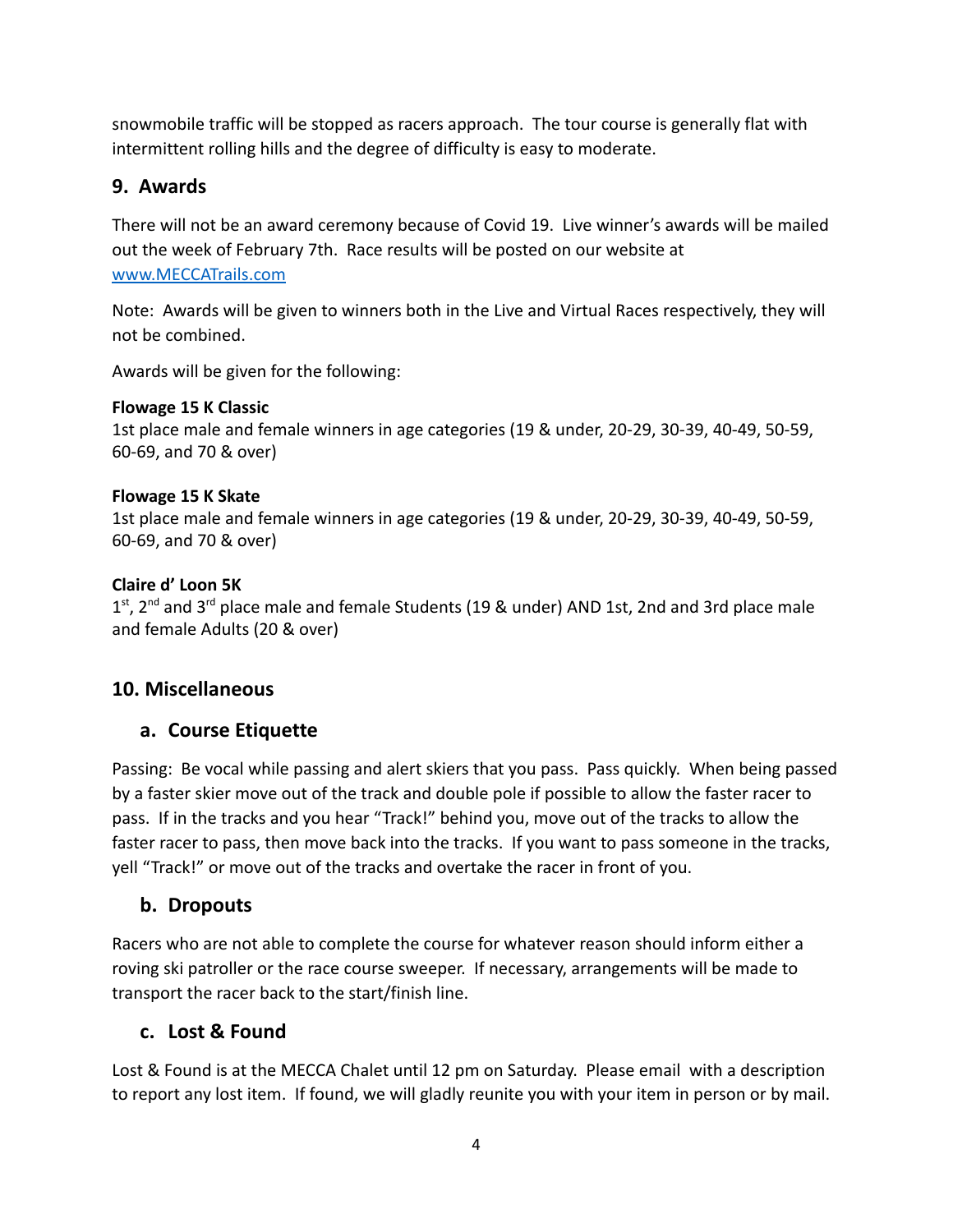snowmobile traffic will be stopped as racers approach. The tour course is generally flat with intermittent rolling hills and the degree of difficulty is easy to moderate.

## 9. Awards

There will not be an award ceremony because of Covid 19. Live winner's awards will be mailed out the week of February 7th. Race results will be posted on our website at [www.MECCATrails.com](http://www.MECCATrails.com)

Note: Awards will be given to winners both in the Live and Virtual Races respectively, they will not be combined.

Awards will be given for the following:

**Flowage 15 K Classic**
1st place male and female winners in age categories (19 & under, 20-29, 30-39, 40-49, 50-59, 60-69, and 70 & over)

**Flowage 15 K Skate**
1st place male and female winners in age categories (19 & under, 20-29, 30-39, 40-49, 50-59, 60-69, and 70 & over)

**Claire d' Loon 5K**
1st, 2nd and 3rd place male and female Students (19 & under) AND 1st, 2nd and 3rd place male and female Adults (20 & over)

## 10. Miscellaneous

### a. Course Etiquette

Passing: Be vocal while passing and alert skiers that you pass. Pass quickly. When being passed by a faster skier move out of the track and double pole if possible to allow the faster racer to pass. If in the tracks and you hear "Track!" behind you, move out of the tracks to allow the faster racer to pass, then move back into the tracks. If you want to pass someone in the tracks, yell "Track!" or move out of the tracks and overtake the racer in front of you.

### b. Dropouts

Racers who are not able to complete the course for whatever reason should inform either a roving ski patroller or the race course sweeper. If necessary, arrangements will be made to transport the racer back to the start/finish line.

### c. Lost & Found

Lost & Found is at the MECCA Chalet until 12 pm on Saturday. Please email with a description to report any lost item. If found, we will gladly reunite you with your item in person or by mail.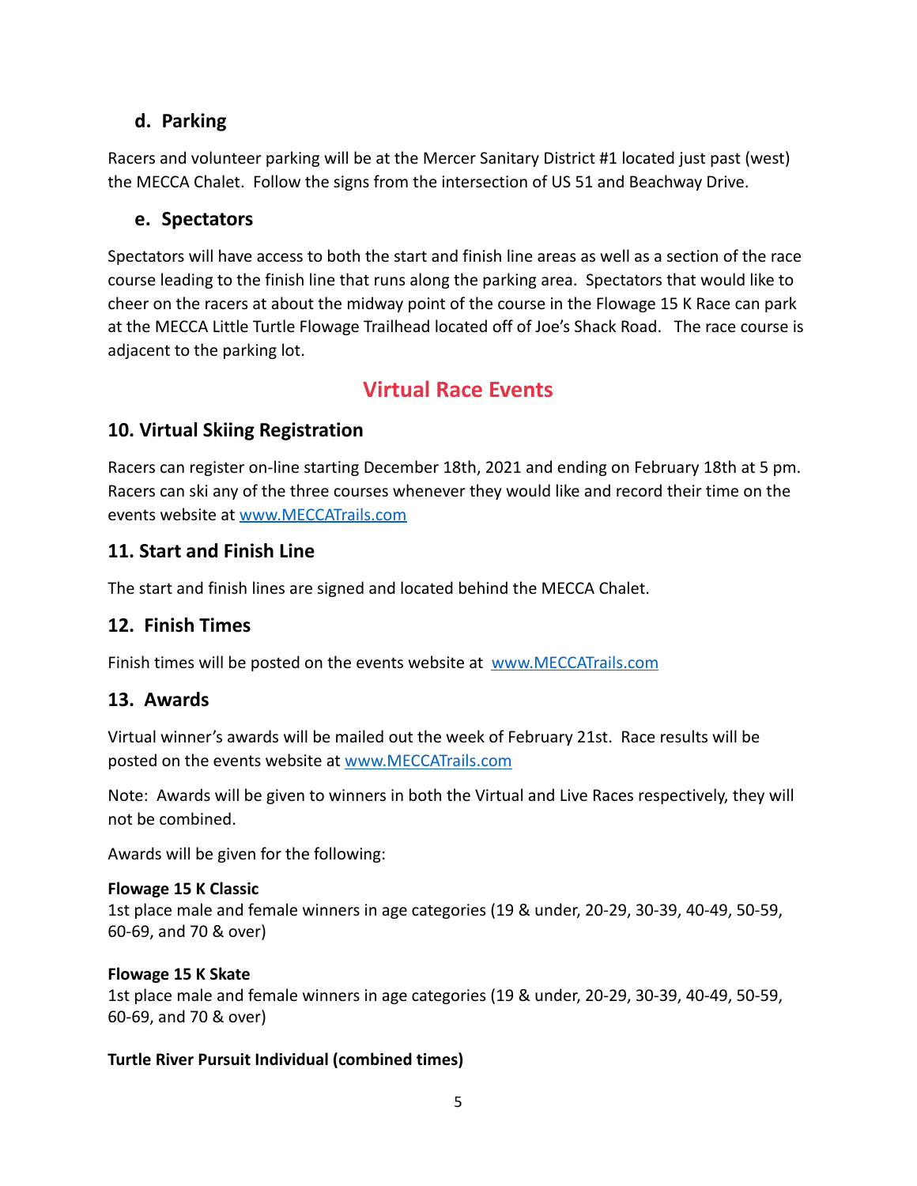### d. Parking

Racers and volunteer parking will be at the Mercer Sanitary District #1 located just past (west) the MECCA Chalet. Follow the signs from the intersection of US 51 and Beachway Drive.

### e. Spectators

Spectators will have access to both the start and finish line areas as well as a section of the race course leading to the finish line that runs along the parking area. Spectators that would like to cheer on the racers at about the midway point of the course in the Flowage 15 K Race can park at the MECCA Little Turtle Flowage Trailhead located off of Joe's Shack Road. The race course is adjacent to the parking lot.

# Virtual Race Events

## 10. Virtual Skiing Registration

Racers can register on-line starting December 18th, 2021 and ending on February 18th at 5 pm. Racers can ski any of the three courses whenever they would like and record their time on the events website at [www.MECCATrails.com](http://www.MECCATrails.com)

## 11. Start and Finish Line

The start and finish lines are signed and located behind the MECCA Chalet.

## 12. Finish Times

Finish times will be posted on the events website at [www.MECCATrails.com](http://www.MECCATrails.com)

## 13. Awards

Virtual winner's awards will be mailed out the week of February 21st. Race results will be posted on the events website at [www.MECCATrails.com](http://www.MECCATrails.com)

Note: Awards will be given to winners in both the Virtual and Live Races respectively, they will not be combined.

Awards will be given for the following:

**Flowage 15 K Classic**
1st place male and female winners in age categories (19 & under, 20-29, 30-39, 40-49, 50-59, 60-69, and 70 & over)

**Flowage 15 K Skate**
1st place male and female winners in age categories (19 & under, 20-29, 30-39, 40-49, 50-59, 60-69, and 70 & over)

**Turtle River Pursuit Individual (combined times)**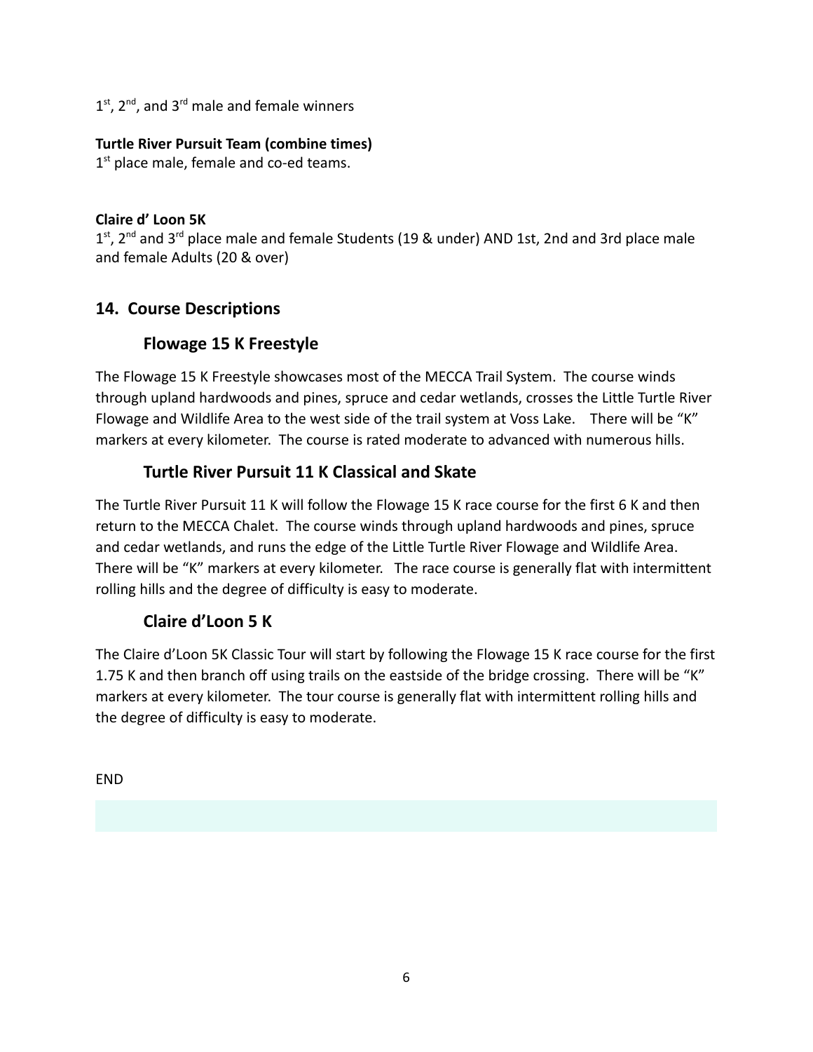1st, 2nd, and 3rd male and female winners

**Turtle River Pursuit Team (combine times)**
1st place male, female and co-ed teams.

**Claire d' Loon 5K**
1st, 2nd and 3rd place male and female Students (19 & under) AND 1st, 2nd and 3rd place male and female Adults (20 & over)

## 14. Course Descriptions

### Flowage 15 K Freestyle

The Flowage 15 K Freestyle showcases most of the MECCA Trail System. The course winds through upland hardwoods and pines, spruce and cedar wetlands, crosses the Little Turtle River Flowage and Wildlife Area to the west side of the trail system at Voss Lake. There will be "K" markers at every kilometer. The course is rated moderate to advanced with numerous hills.

### Turtle River Pursuit 11 K Classical and Skate

The Turtle River Pursuit 11 K will follow the Flowage 15 K race course for the first 6 K and then return to the MECCA Chalet. The course winds through upland hardwoods and pines, spruce and cedar wetlands, and runs the edge of the Little Turtle River Flowage and Wildlife Area. There will be "K" markers at every kilometer. The race course is generally flat with intermittent rolling hills and the degree of difficulty is easy to moderate.

### Claire d'Loon 5 K

The Claire d'Loon 5K Classic Tour will start by following the Flowage 15 K race course for the first 1.75 K and then branch off using trails on the eastside of the bridge crossing. There will be "K" markers at every kilometer. The tour course is generally flat with intermittent rolling hills and the degree of difficulty is easy to moderate.

END